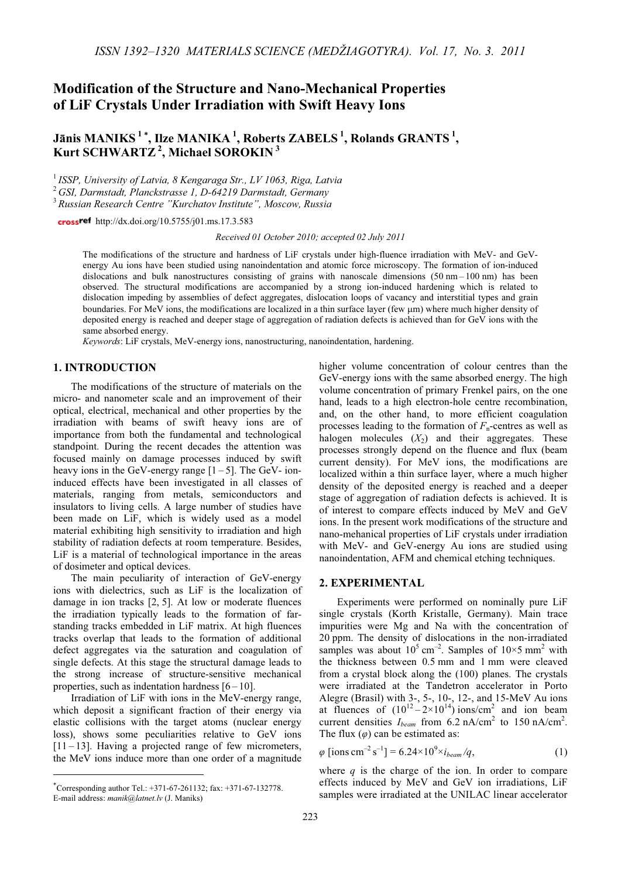# Modification of the Structure and Nano-Mechanical Properties of LiF Crystals Under Irradiation with Swift Heavy Ions

**Jānis MANIKS [1] \*, Ilze MANIKA [1], Roberts ZABELS [1], Rolands GRANTS [1], Kurt SCHWARTZ [2], Michael SOROKIN [3]**

[1] *ISSP, University of Latvia, 8 Kengaraga Str., LV 1063, Riga, Latvia*
[2] *GSI, Darmstadt, Planckstrasse 1, D-64219 Darmstadt, Germany*
[3] *Russian Research Centre "Kurchatov Institute", Moscow, Russia*

http://dx.doi.org/10.5755/j01.ms.17.3.583

*Received 01 October 2010; accepted 02 July 2011*

The modifications of the structure and hardness of LiF crystals under high-fluence irradiation with MeV- and GeV-energy Au ions have been studied using nanoindentation and atomic force microscopy. The formation of ion-induced dislocations and bulk nanostructures consisting of grains with nanoscale dimensions (50 nm – 100 nm) has been observed. The structural modifications are accompanied by a strong ion-induced hardening which is related to dislocation impeding by assemblies of defect aggregates, dislocation loops of vacancy and interstitial types and grain boundaries. For MeV ions, the modifications are localized in a thin surface layer (few μm) where much higher density of deposited energy is reached and deeper stage of aggregation of radiation defects is achieved than for GeV ions with the same absorbed energy.

*Keywords*: LiF crystals, MeV-energy ions, nanostructuring, nanoindentation, hardening.

## 1. INTRODUCTION

The modifications of the structure of materials on the micro- and nanometer scale and an improvement of their optical, electrical, mechanical and other properties by the irradiation with beams of swift heavy ions are of importance from both the fundamental and technological standpoint. During the recent decades the attention was focused mainly on damage processes induced by swift heavy ions in the GeV-energy range [1 – 5]. The GeV- ion-induced effects have been investigated in all classes of materials, ranging from metals, semiconductors and insulators to living cells. A large number of studies have been made on LiF, which is widely used as a model material exhibiting high sensitivity to irradiation and high stability of radiation defects at room temperature. Besides, LiF is a material of technological importance in the areas of dosimeter and optical devices.

The main peculiarity of interaction of GeV-energy ions with dielectrics, such as LiF is the localization of damage in ion tracks [2, 5]. At low or moderate fluences the irradiation typically leads to the formation of far-standing tracks embedded in LiF matrix. At high fluences tracks overlap that leads to the formation of additional defect aggregates via the saturation and coagulation of single defects. At this stage the structural damage leads to the strong increase of structure-sensitive mechanical properties, such as indentation hardness [6 – 10].

Irradiation of LiF with ions in the MeV-energy range, which deposit a significant fraction of their energy via elastic collisions with the target atoms (nuclear energy loss), shows some peculiarities relative to GeV ions [11 – 13]. Having a projected range of few micrometers, the MeV ions induce more than one order of a magnitude higher volume concentration of colour centres than the GeV-energy ions with the same absorbed energy. The high volume concentration of primary Frenkel pairs, on the one hand, leads to a high electron-hole centre recombination, and, on the other hand, to more efficient coagulation processes leading to the formation of $F_n$-centres as well as halogen molecules ($X_2$) and their aggregates. These processes strongly depend on the fluence and flux (beam current density). For MeV ions, the modifications are localized within a thin surface layer, where a much higher density of the deposited energy is reached and a deeper stage of aggregation of radiation defects is achieved. It is of interest to compare effects induced by MeV and GeV ions. In the present work modifications of the structure and nano-mehanical properties of LiF crystals under irradiation with MeV- and GeV-energy Au ions are studied using nanoindentation, AFM and chemical etching techniques.

## 2. EXPERIMENTAL

Experiments were performed on nominally pure LiF single crystals (Korth Kristalle, Germany). Main trace impurities were Mg and Na with the concentration of 20 ppm. The density of dislocations in the non-irradiated samples was about $10^5$ cm$^{-2}$. Samples of 10×5 mm$^2$ with the thickness between 0.5 mm and 1 mm were cleaved from a crystal block along the (100) planes. The crystals were irradiated at the Tandetron accelerator in Porto Alegre (Brasil) with 3-, 5-, 10-, 12-, and 15-MeV Au ions at fluences of ($10^{12}$ – $2\times10^{14}$) ions/cm$^2$ and ion beam current densities $I_{beam}$ from 6.2 nA/cm$^2$ to 150 nA/cm$^2$. The flux ($\varphi$) can be estimated as:

$$\varphi \text{ [ions cm}^{-2}\text{ s}^{-1}] = 6.24\times10^9\times i_{beam}/q, \tag{1}$$

where $q$ is the charge of the ion. In order to compare effects induced by MeV and GeV ion irradiations, LiF samples were irradiated at the UNILAC linear accelerator

---

\*Corresponding author Tel.: +371-67-261132; fax: +371-67-132778.
E-mail address: *manik@latnet.lv* (J. Maniks)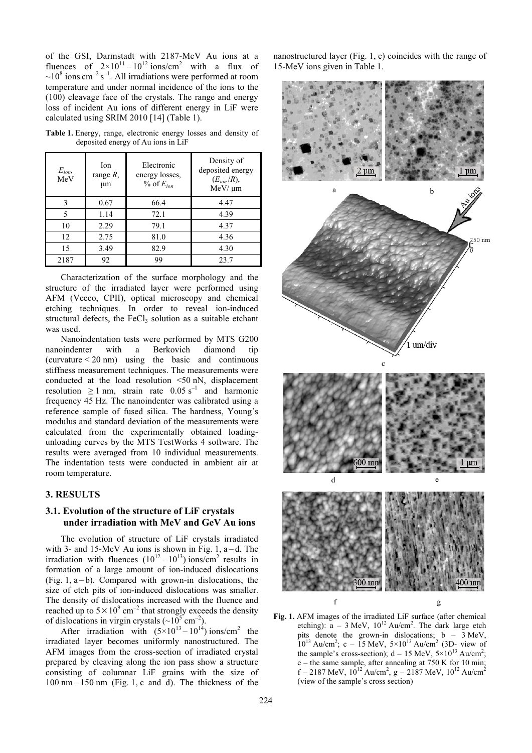of the GSI, Darmstadt with 2187-MeV Au ions at a fluences of $2\times10^{11}-10^{12}$ ions/cm$^2$ with a flux of $\sim10^8$ ions cm$^{-2}$ s$^{-1}$. All irradiations were performed at room temperature and under normal incidence of the ions to the (100) cleavage face of the crystals. The range and energy loss of incident Au ions of different energy in LiF were calculated using SRIM 2010 [14] (Table 1).

**Table 1.** Energy, range, electronic energy losses and density of deposited energy of Au ions in LiF

| $E_{ion}$, MeV | Ion range $R$, μm | Electronic energy losses, % of $E_{ion}$ | Density of deposited energy ($E_{ion}/R$), MeV/ μm |
|---|---|---|---|
| 3 | 0.67 | 66.4 | 4.47 |
| 5 | 1.14 | 72.1 | 4.39 |
| 10 | 2.29 | 79.1 | 4.37 |
| 12 | 2.75 | 81.0 | 4.36 |
| 15 | 3.49 | 82.9 | 4.30 |
| 2187 | 92 | 99 | 23.7 |

Characterization of the surface morphology and the structure of the irradiated layer were performed using AFM (Veeco, CPII), optical microscopy and chemical etching techniques. In order to reveal ion-induced structural defects, the $FeCl_3$ solution as a suitable etchant was used.

Nanoindentation tests were performed by MTS G200 nanoindenter with a Berkovich diamond tip (curvature < 20 nm) using the basic and continuous stiffness measurement techniques. The measurements were conducted at the load resolution <50 nN, displacement resolution $\geq 1$ nm, strain rate 0.05 s$^{-1}$ and harmonic frequency 45 Hz. The nanoindenter was calibrated using a reference sample of fused silica. The hardness, Young's modulus and standard deviation of the measurements were calculated from the experimentally obtained loading-unloading curves by the MTS TestWorks 4 software. The results were averaged from 10 individual measurements. The indentation tests were conducted in ambient air at room temperature.

## 3. RESULTS

### 3.1. Evolution of the structure of LiF crystals under irradiation with MeV and GeV Au ions

The evolution of structure of LiF crystals irradiated with 3- and 15-MeV Au ions is shown in Fig. 1, a – d. The irradiation with fluences ($10^{12}-10^{13}$) ions/cm$^2$ results in formation of a large amount of ion-induced dislocations (Fig. 1, a – b). Compared with grown-in dislocations, the size of etch pits of ion-induced dislocations was smaller. The density of dislocations increased with the fluence and reached up to $5\times10^9$ cm$^{-2}$ that strongly exceeds the density of dislocations in virgin crystals ($\sim10^5$ cm$^{-2}$).

After irradiation with ($5\times10^{13}-10^{14}$) ions/cm$^2$ the irradiated layer becomes uniformly nanostructured. The AFM images from the cross-section of irradiated crystal prepared by cleaving along the ion pass show a structure consisting of columnar LiF grains with the size of 100 nm – 150 nm (Fig. 1, c and d). The thickness of the nanostructured layer (Fig. 1, c) coincides with the range of 15-MeV ions given in Table 1.

**Fig. 1.** AFM images of the irradiated LiF surface (after chemical etching): a – 3 MeV, $10^{12}$ Au/cm$^2$. The dark large etch pits denote the grown-in dislocations; b – 3 MeV, $10^{13}$ Au/cm$^2$; c – 15 MeV, $5\times10^{13}$ Au/cm$^2$ (3D- view of the sample's cross-section); d – 15 MeV, $5\times10^{13}$ Au/cm$^2$; e – the same sample, after annealing at 750 K for 10 min; f – 2187 MeV, $10^{12}$ Au/cm$^2$, g – 2187 MeV, $10^{12}$ Au/cm$^2$ (view of the sample's cross section)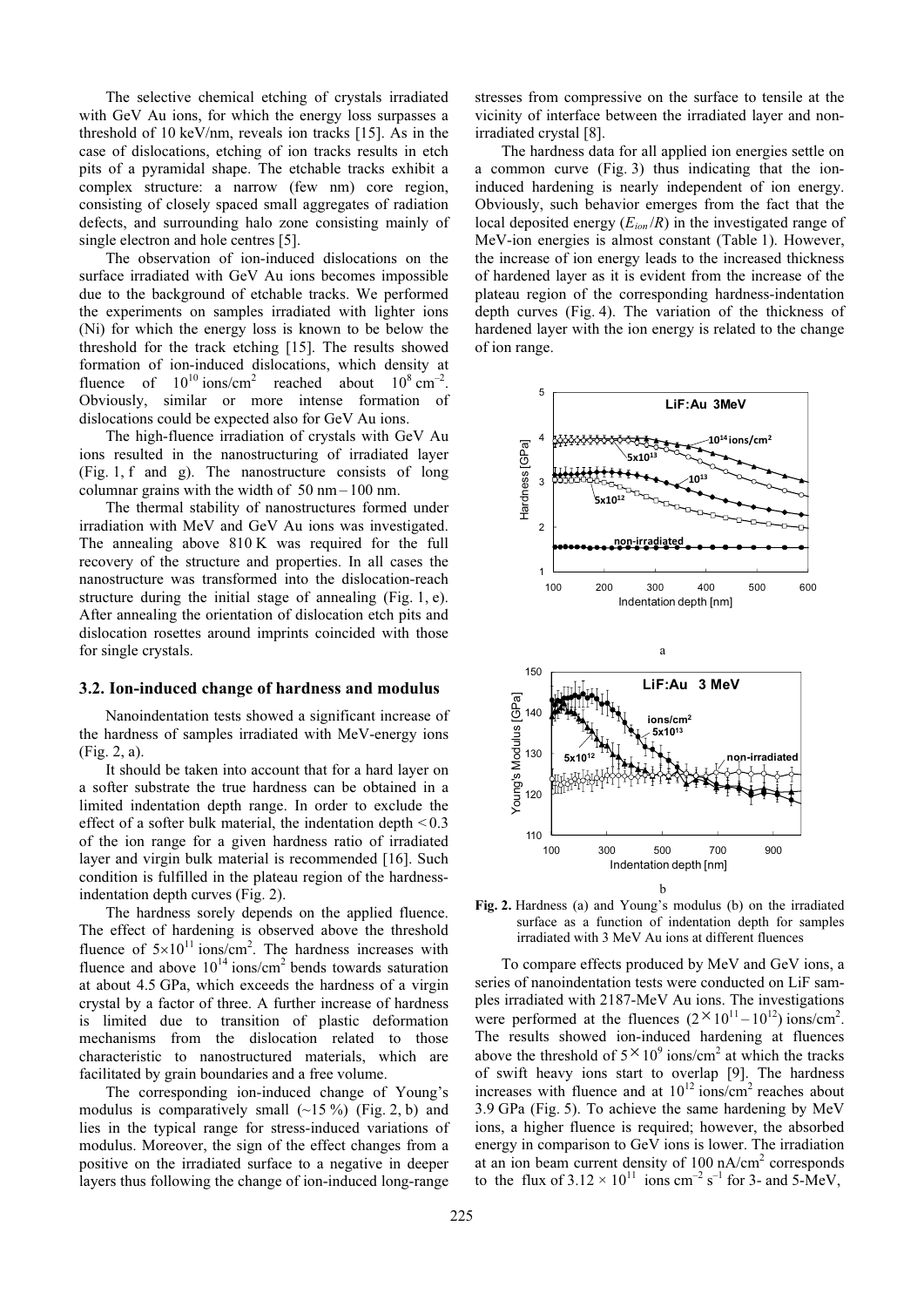The selective chemical etching of crystals irradiated with GeV Au ions, for which the energy loss surpasses a threshold of 10 keV/nm, reveals ion tracks [15]. As in the case of dislocations, etching of ion tracks results in etch pits of a pyramidal shape. The etchable tracks exhibit a complex structure: a narrow (few nm) core region, consisting of closely spaced small aggregates of radiation defects, and surrounding halo zone consisting mainly of single electron and hole centres [5].

The observation of ion-induced dislocations on the surface irradiated with GeV Au ions becomes impossible due to the background of etchable tracks. We performed the experiments on samples irradiated with lighter ions (Ni) for which the energy loss is known to be below the threshold for the track etching [15]. The results showed formation of ion-induced dislocations, which density at fluence of $10^{10}$ ions/cm$^2$ reached about $10^8$ cm$^{-2}$. Obviously, similar or more intense formation of dislocations could be expected also for GeV Au ions.

The high-fluence irradiation of crystals with GeV Au ions resulted in the nanostructuring of irradiated layer (Fig. 1, f and g). The nanostructure consists of long columnar grains with the width of 50 nm – 100 nm.

The thermal stability of nanostructures formed under irradiation with MeV and GeV Au ions was investigated. The annealing above 810 K was required for the full recovery of the structure and properties. In all cases the nanostructure was transformed into the dislocation-reach structure during the initial stage of annealing (Fig. 1, e). After annealing the orientation of dislocation etch pits and dislocation rosettes around imprints coincided with those for single crystals.

## 3.2. Ion-induced change of hardness and modulus

Nanoindentation tests showed a significant increase of the hardness of samples irradiated with MeV-energy ions (Fig. 2, a).

It should be taken into account that for a hard layer on a softer substrate the true hardness can be obtained in a limited indentation depth range. In order to exclude the effect of a softer bulk material, the indentation depth < 0.3 of the ion range for a given hardness ratio of irradiated layer and virgin bulk material is recommended [16]. Such condition is fulfilled in the plateau region of the hardness-indentation depth curves (Fig. 2).

The hardness sorely depends on the applied fluence. The effect of hardening is observed above the threshold fluence of $5\times10^{11}$ ions/cm$^2$. The hardness increases with fluence and above $10^{14}$ ions/cm$^2$ bends towards saturation at about 4.5 GPa, which exceeds the hardness of a virgin crystal by a factor of three. A further increase of hardness is limited due to transition of plastic deformation mechanisms from the dislocation related to those characteristic to nanostructured materials, which are facilitated by grain boundaries and a free volume.

The corresponding ion-induced change of Young's modulus is comparatively small (~15 %) (Fig. 2, b) and lies in the typical range for stress-induced variations of modulus. Moreover, the sign of the effect changes from a positive on the irradiated surface to a negative in deeper layers thus following the change of ion-induced long-range stresses from compressive on the surface to tensile at the vicinity of interface between the irradiated layer and non-irradiated crystal [8].

The hardness data for all applied ion energies settle on a common curve (Fig. 3) thus indicating that the ion-induced hardening is nearly independent of ion energy. Obviously, such behavior emerges from the fact that the local deposited energy ($E_{ion}/R$) in the investigated range of MeV-ion energies is almost constant (Table 1). However, the increase of ion energy leads to the increased thickness of hardened layer as it is evident from the increase of the plateau region of the corresponding hardness-indentation depth curves (Fig. 4). The variation of the thickness of hardened layer with the ion energy is related to the change of ion range.

**Fig. 2.** Hardness (a) and Young's modulus (b) on the irradiated surface as a function of indentation depth for samples irradiated with 3 MeV Au ions at different fluences

To compare effects produced by MeV and GeV ions, a series of nanoindentation tests were conducted on LiF samples irradiated with 2187-MeV Au ions. The investigations were performed at the fluences ($2\times10^{11} – 10^{12}$) ions/cm$^2$. The results showed ion-induced hardening at fluences above the threshold of $5\times10^9$ ions/cm$^2$ at which the tracks of swift heavy ions start to overlap [9]. The hardness increases with fluence and at $10^{12}$ ions/cm$^2$ reaches about 3.9 GPa (Fig. 5). To achieve the same hardening by MeV ions, a higher fluence is required; however, the absorbed energy in comparison to GeV ions is lower. The irradiation at an ion beam current density of 100 nA/cm$^2$ corresponds to the flux of $3.12\times10^{11}$ ions cm$^{-2}$ s$^{-1}$ for 3- and 5-MeV,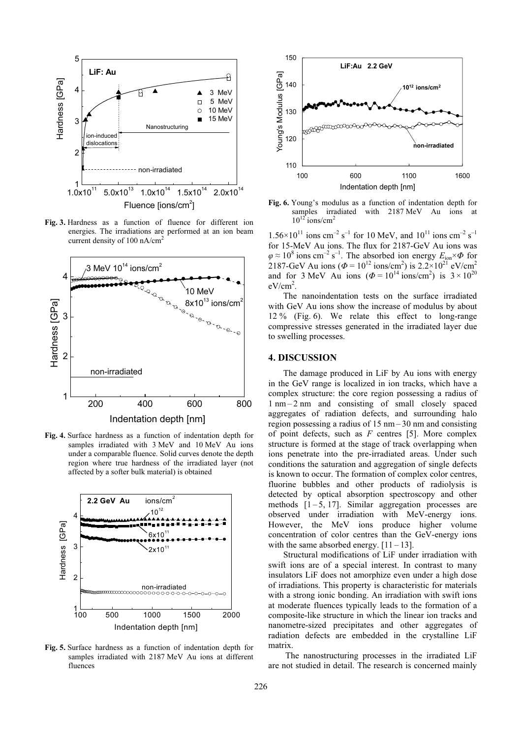Fig. 3. Hardness as a function of fluence for different ion energies. The irradiations are performed at an ion beam current density of 100 nA/cm$^2$

Fig. 4. Surface hardness as a function of indentation depth for samples irradiated with 3 MeV and 10 MeV Au ions under a comparable fluence. Solid curves denote the depth region where true hardness of the irradiated layer (not affected by a softer bulk material) is obtained

Fig. 5. Surface hardness as a function of indentation depth for samples irradiated with 2187 MeV Au ions at different fluences

Fig. 6. Young's modulus as a function of indentation depth for samples irradiated with 2187 MeV Au ions at $10^{12}$ ions/cm$^2$

$1.56\times10^{11}$ ions cm$^{-2}$ s$^{-1}$ for 10 MeV, and $10^{11}$ ions cm$^{-2}$ s$^{-1}$ for 15-MeV Au ions. The flux for 2187-GeV Au ions was $\varphi \approx 10^8$ ions cm$^{-2}$ s$^{-1}$. The absorbed ion energy $E_{ion}\times\Phi$ for 2187-GeV Au ions ($\Phi = 10^{12}$ ions/cm$^2$) is $2.2\times10^{21}$ eV/cm$^2$ and for 3 MeV Au ions ($\Phi = 10^{14}$ ions/cm$^2$) is $3\times10^{20}$ eV/cm$^2$.

The nanoindentation tests on the surface irradiated with GeV Au ions show the increase of modulus by about 12 % (Fig. 6). We relate this effect to long-range compressive stresses generated in the irradiated layer due to swelling processes.

## 4. DISCUSSION

The damage produced in LiF by Au ions with energy in the GeV range is localized in ion tracks, which have a complex structure: the core region possessing a radius of 1 nm – 2 nm and consisting of small closely spaced aggregates of radiation defects, and surrounding halo region possessing a radius of 15 nm – 30 nm and consisting of point defects, such as *F* centres [5]. More complex structure is formed at the stage of track overlapping when ions penetrate into the pre-irradiated areas. Under such conditions the saturation and aggregation of single defects is known to occur. The formation of complex color centres, fluorine bubbles and other products of radiolysis is detected by optical absorption spectroscopy and other methods [1 – 5, 17]. Similar aggregation processes are observed under irradiation with MeV-energy ions. However, the MeV ions produce higher volume concentration of color centres than the GeV-energy ions with the same absorbed energy. [11 – 13].

Structural modifications of LiF under irradiation with swift ions are of a special interest. In contrast to many insulators LiF does not amorphize even under a high dose of irradiations. This property is characteristic for materials with a strong ionic bonding. An irradiation with swift ions at moderate fluences typically leads to the formation of a composite-like structure in which the linear ion tracks and nanometre-sized precipitates and other aggregates of radiation defects are embedded in the crystalline LiF matrix.

The nanostructuring processes in the irradiated LiF are not studied in detail. The research is concerned mainly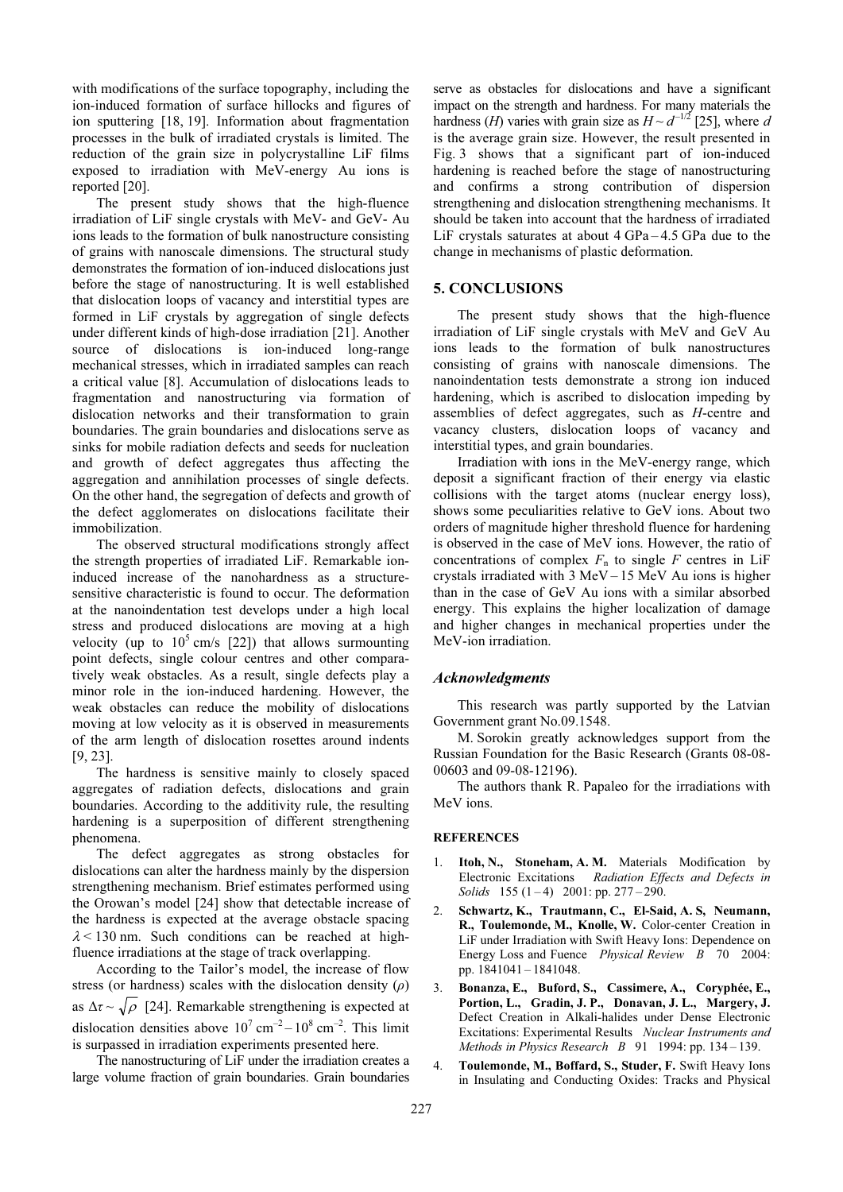with modifications of the surface topography, including the ion-induced formation of surface hillocks and figures of ion sputtering [18, 19]. Information about fragmentation processes in the bulk of irradiated crystals is limited. The reduction of the grain size in polycrystalline LiF films exposed to irradiation with MeV-energy Au ions is reported [20].

The present study shows that the high-fluence irradiation of LiF single crystals with MeV- and GeV- Au ions leads to the formation of bulk nanostructure consisting of grains with nanoscale dimensions. The structural study demonstrates the formation of ion-induced dislocations just before the stage of nanostructuring. It is well established that dislocation loops of vacancy and interstitial types are formed in LiF crystals by aggregation of single defects under different kinds of high-dose irradiation [21]. Another source of dislocations is ion-induced long-range mechanical stresses, which in irradiated samples can reach a critical value [8]. Accumulation of dislocations leads to fragmentation and nanostructuring via formation of dislocation networks and their transformation to grain boundaries. The grain boundaries and dislocations serve as sinks for mobile radiation defects and seeds for nucleation and growth of defect aggregates thus affecting the aggregation and annihilation processes of single defects. On the other hand, the segregation of defects and growth of the defect agglomerates on dislocations facilitate their immobilization.

The observed structural modifications strongly affect the strength properties of irradiated LiF. Remarkable ion-induced increase of the nanohardness as a structure-sensitive characteristic is found to occur. The deformation at the nanoindentation test develops under a high local stress and produced dislocations are moving at a high velocity (up to $10^5$ cm/s [22]) that allows surmounting point defects, single colour centres and other comparatively weak obstacles. As a result, single defects play a minor role in the ion-induced hardening. However, the weak obstacles can reduce the mobility of dislocations moving at low velocity as it is observed in measurements of the arm length of dislocation rosettes around indents [9, 23].

The hardness is sensitive mainly to closely spaced aggregates of radiation defects, dislocations and grain boundaries. According to the additivity rule, the resulting hardening is a superposition of different strengthening phenomena.

The defect aggregates as strong obstacles for dislocations can alter the hardness mainly by the dispersion strengthening mechanism. Brief estimates performed using the Orowan's model [24] show that detectable increase of the hardness is expected at the average obstacle spacing $\lambda < 130$ nm. Such conditions can be reached at high-fluence irradiations at the stage of track overlapping.

According to the Tailor's model, the increase of flow stress (or hardness) scales with the dislocation density ($\rho$) as $\Delta\tau \sim \sqrt{\rho}$ [24]. Remarkable strengthening is expected at dislocation densities above $10^7$ cm$^{-2}$ – $10^8$ cm$^{-2}$. This limit is surpassed in irradiation experiments presented here.

The nanostructuring of LiF under the irradiation creates a large volume fraction of grain boundaries. Grain boundaries serve as obstacles for dislocations and have a significant impact on the strength and hardness. For many materials the hardness ($H$) varies with grain size as $H \sim d^{-1/2}$ [25], where $d$ is the average grain size. However, the result presented in Fig. 3 shows that a significant part of ion-induced hardening is reached before the stage of nanostructuring and confirms a strong contribution of dispersion strengthening and dislocation strengthening mechanisms. It should be taken into account that the hardness of irradiated LiF crystals saturates at about 4 GPa – 4.5 GPa due to the change in mechanisms of plastic deformation.

## 5. CONCLUSIONS

The present study shows that the high-fluence irradiation of LiF single crystals with MeV and GeV Au ions leads to the formation of bulk nanostructures consisting of grains with nanoscale dimensions. The nanoindentation tests demonstrate a strong ion induced hardening, which is ascribed to dislocation impeding by assemblies of defect aggregates, such as *H*-centre and vacancy clusters, dislocation loops of vacancy and interstitial types, and grain boundaries.

Irradiation with ions in the MeV-energy range, which deposit a significant fraction of their energy via elastic collisions with the target atoms (nuclear energy loss), shows some peculiarities relative to GeV ions. About two orders of magnitude higher threshold fluence for hardening is observed in the case of MeV ions. However, the ratio of concentrations of complex $F_n$ to single $F$ centres in LiF crystals irradiated with 3 MeV – 15 MeV Au ions is higher than in the case of GeV Au ions with a similar absorbed energy. This explains the higher localization of damage and higher changes in mechanical properties under the MeV-ion irradiation.

### *Acknowledgments*

This research was partly supported by the Latvian Government grant No.09.1548.

M. Sorokin greatly acknowledges support from the Russian Foundation for the Basic Research (Grants 08-08-00603 and 09-08-12196).

The authors thank R. Papaleo for the irradiations with MeV ions.

### REFERENCES

1. **Itoh, N., Stoneham, A. M.** Materials Modification by Electronic Excitations *Radiation Effects and Defects in Solids* 155 (1 – 4) 2001: pp. 277 – 290.
2. **Schwartz, K., Trautmann, C., El-Said, A. S, Neumann, R., Toulemonde, M., Knolle, W.** Color-center Creation in LiF under Irradiation with Swift Heavy Ions: Dependence on Energy Loss and Fuence *Physical Review B* 70 2004: pp. 1841041 – 1841048.
3. **Bonanza, E., Buford, S., Cassimere, A., Coryphée, E., Portion, L., Gradin, J. P., Donavan, J. L., Margery, J.** Defect Creation in Alkali-halides under Dense Electronic Excitations: Experimental Results *Nuclear Instruments and Methods in Physics Research B* 91 1994: pp. 134 – 139.
4. **Toulemonde, M., Boffard, S., Studer, F.** Swift Heavy Ions in Insulating and Conducting Oxides: Tracks and Physical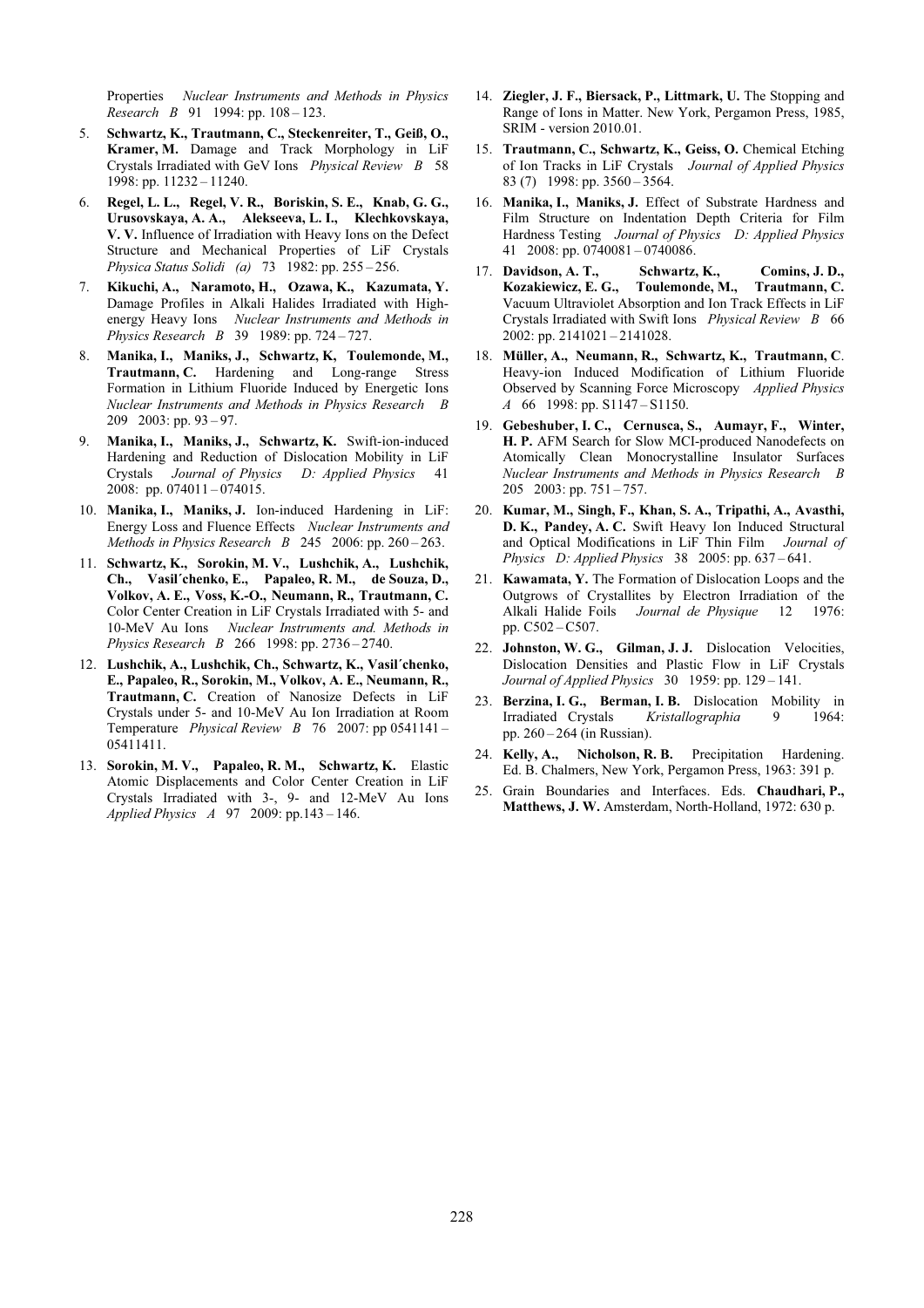Properties *Nuclear Instruments and Methods in Physics Research B* 91 1994: pp. 108 – 123.

5. **Schwartz, K., Trautmann, C., Steckenreiter, T., Geiß, O., Kramer, M.** Damage and Track Morphology in LiF Crystals Irradiated with GeV Ions *Physical Review B* 58 1998: pp. 11232 – 11240.
6. **Regel, L. L., Regel, V. R., Boriskin, S. E., Knab, G. G., Urusovskaya, A. A., Alekseeva, L. I., Klechkovskaya, V. V.** Influence of Irradiation with Heavy Ions on the Defect Structure and Mechanical Properties of LiF Crystals *Physica Status Solidi (a)* 73 1982: pp. 255 – 256.
7. **Kikuchi, A., Naramoto, H., Ozawa, K., Kazumata, Y.** Damage Profiles in Alkali Halides Irradiated with High-energy Heavy Ions *Nuclear Instruments and Methods in Physics Research B* 39 1989: pp. 724 – 727.
8. **Manika, I., Maniks, J., Schwartz, K, Toulemonde, M., Trautmann, C.** Hardening and Long-range Stress Formation in Lithium Fluoride Induced by Energetic Ions *Nuclear Instruments and Methods in Physics Research B* 209 2003: pp. 93 – 97.
9. **Manika, I., Maniks, J., Schwartz, K.** Swift-ion-induced Hardening and Reduction of Dislocation Mobility in LiF Crystals *Journal of Physics D: Applied Physics* 41 2008: pp. 074011 – 074015.
10. **Manika, I., Maniks, J.** Ion-induced Hardening in LiF: Energy Loss and Fluence Effects *Nuclear Instruments and Methods in Physics Research B* 245 2006: pp. 260 – 263.
11. **Schwartz, K., Sorokin, M. V., Lushchik, A., Lushchik, Ch., Vasil´chenko, E., Papaleo, R. M., de Souza, D., Volkov, A. E., Voss, K.-O., Neumann, R., Trautmann, C.** Color Center Creation in LiF Crystals Irradiated with 5- and 10-MeV Au Ions *Nuclear Instruments and. Methods in Physics Research B* 266 1998: pp. 2736 – 2740.
12. **Lushchik, A., Lushchik, Ch., Schwartz, K., Vasil´chenko, E., Papaleo, R., Sorokin, M., Volkov, A. E., Neumann, R., Trautmann, C.** Creation of Nanosize Defects in LiF Crystals under 5- and 10-MeV Au Ion Irradiation at Room Temperature *Physical Review B* 76 2007: pp 0541141 – 05411411.
13. **Sorokin, M. V., Papaleo, R. M., Schwartz, K.** Elastic Atomic Displacements and Color Center Creation in LiF Crystals Irradiated with 3-, 9- and 12-MeV Au Ions *Applied Physics A* 97 2009: pp.143 – 146.
14. **Ziegler, J. F., Biersack, P., Littmark, U.** The Stopping and Range of Ions in Matter. New York, Pergamon Press, 1985, SRIM - version 2010.01.
15. **Trautmann, C., Schwartz, K., Geiss, O.** Chemical Etching of Ion Tracks in LiF Crystals *Journal of Applied Physics* 83 (7) 1998: pp. 3560 – 3564.
16. **Manika, I., Maniks, J.** Effect of Substrate Hardness and Film Structure on Indentation Depth Criteria for Film Hardness Testing *Journal of Physics D: Applied Physics* 41 2008: pp. 0740081 – 0740086.
17. **Davidson, A. T., Schwartz, K., Comins, J. D., Kozakiewicz, E. G., Toulemonde, M., Trautmann, C.** Vacuum Ultraviolet Absorption and Ion Track Effects in LiF Crystals Irradiated with Swift Ions *Physical Review B* 66 2002: pp. 2141021 – 2141028.
18. **Müller, A., Neumann, R., Schwartz, K., Trautmann, C**. Heavy-ion Induced Modification of Lithium Fluoride Observed by Scanning Force Microscopy *Applied Physics A* 66 1998: pp. S1147 – S1150.
19. **Gebeshuber, I. C., Cernusca, S., Aumayr, F., Winter, H. P.** AFM Search for Slow MCI-produced Nanodefects on Atomically Clean Monocrystalline Insulator Surfaces *Nuclear Instruments and Methods in Physics Research B* 205 2003: pp. 751 – 757.
20. **Kumar, M., Singh, F., Khan, S. A., Tripathi, A., Avasthi, D. K., Pandey, A. C.** Swift Heavy Ion Induced Structural and Optical Modifications in LiF Thin Film *Journal of Physics D: Applied Physics* 38 2005: pp. 637 – 641.
21. **Kawamata, Y.** The Formation of Dislocation Loops and the Outgrows of Crystallites by Electron Irradiation of the Alkali Halide Foils *Journal de Physique* 12 1976: pp. C502 – C507.
22. **Johnston, W. G., Gilman, J. J.** Dislocation Velocities, Dislocation Densities and Plastic Flow in LiF Crystals *Journal of Applied Physics* 30 1959: pp. 129 – 141.
23. **Berzina, I. G., Berman, I. B.** Dislocation Mobility in Irradiated Crystals *Kristallographia* 9 1964: pp. 260 – 264 (in Russian).
24. **Kelly, A., Nicholson, R. B.** Precipitation Hardening. Ed. B. Chalmers, New York, Pergamon Press, 1963: 391 p.
25. Grain Boundaries and Interfaces. Eds. **Chaudhari, P., Matthews, J. W.** Amsterdam, North-Holland, 1972: 630 p.